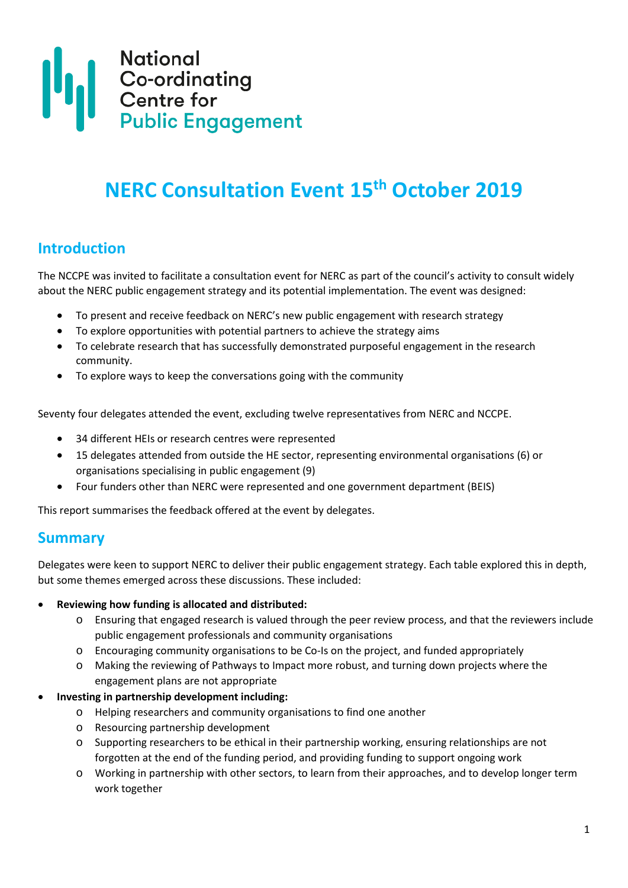National Co-ordinating Centre for Public Engagement

# NERC Consultation Event 15th October 2019

## Introduction

The NCCPE was invited to facilitate a consultation event for NERC as part of the council's activity to consult widely about the NERC public engagement strategy and its potential implementation. The event was designed:

- To present and receive feedback on NERC's new public engagement with research strategy
- To explore opportunities with potential partners to achieve the strategy aims
- To celebrate research that has successfully demonstrated purposeful engagement in the research community.
- To explore ways to keep the conversations going with the community

Seventy four delegates attended the event, excluding twelve representatives from NERC and NCCPE.

- 34 different HEIs or research centres were represented
- 15 delegates attended from outside the HE sector, representing environmental organisations (6) or organisations specialising in public engagement (9)
- Four funders other than NERC were represented and one government department (BEIS)

This report summarises the feedback offered at the event by delegates.

## Summary

Delegates were keen to support NERC to deliver their public engagement strategy. Each table explored this in depth, but some themes emerged across these discussions. These included:

- **Reviewing how funding is allocated and distributed:**
  - Ensuring that engaged research is valued through the peer review process, and that the reviewers include public engagement professionals and community organisations
  - Encouraging community organisations to be Co-Is on the project, and funded appropriately
  - Making the reviewing of Pathways to Impact more robust, and turning down projects where the engagement plans are not appropriate
- **Investing in partnership development including:**
  - Helping researchers and community organisations to find one another
  - Resourcing partnership development
  - Supporting researchers to be ethical in their partnership working, ensuring relationships are not forgotten at the end of the funding period, and providing funding to support ongoing work
  - Working in partnership with other sectors, to learn from their approaches, and to develop longer term work together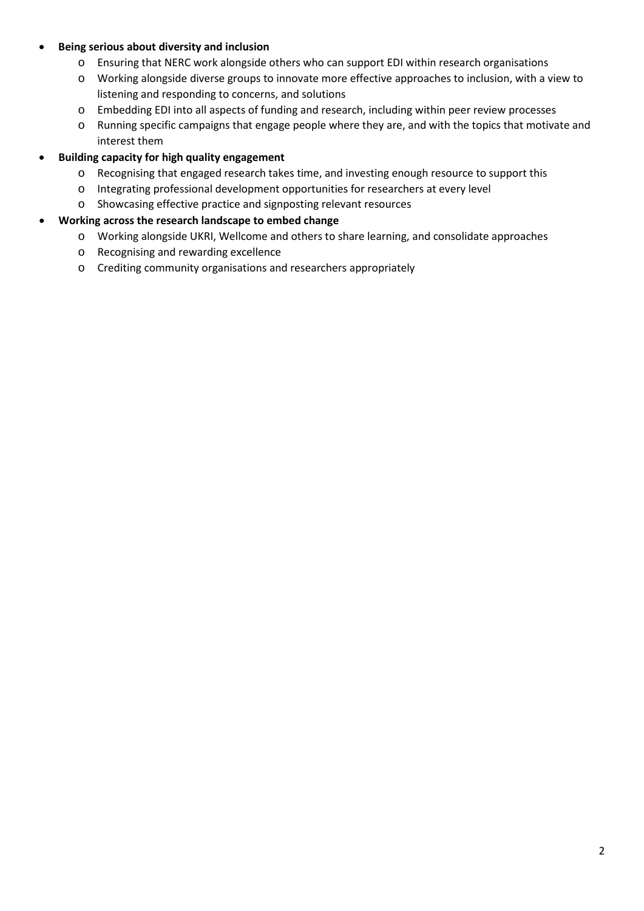- **Being serious about diversity and inclusion**
  - Ensuring that NERC work alongside others who can support EDI within research organisations
  - Working alongside diverse groups to innovate more effective approaches to inclusion, with a view to listening and responding to concerns, and solutions
  - Embedding EDI into all aspects of funding and research, including within peer review processes
  - Running specific campaigns that engage people where they are, and with the topics that motivate and interest them
- **Building capacity for high quality engagement**
  - Recognising that engaged research takes time, and investing enough resource to support this
  - Integrating professional development opportunities for researchers at every level
  - Showcasing effective practice and signposting relevant resources
- **Working across the research landscape to embed change**
  - Working alongside UKRI, Wellcome and others to share learning, and consolidate approaches
  - Recognising and rewarding excellence
  - Crediting community organisations and researchers appropriately